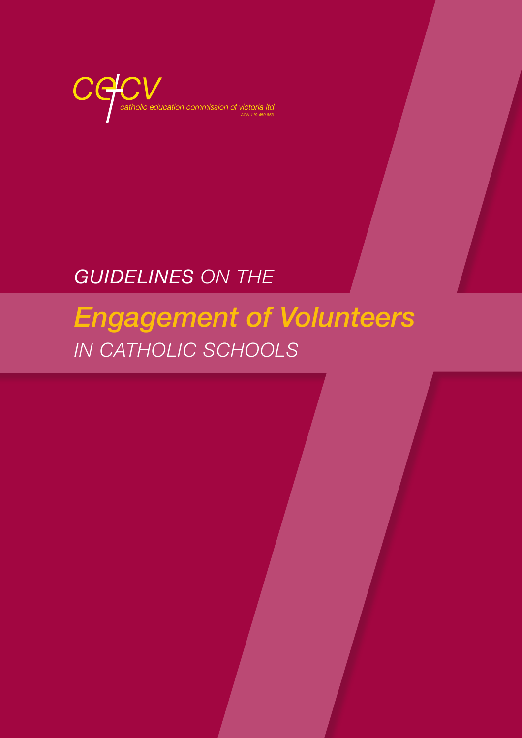CECV

catholic education commission of victoria ltd

ACN 119 459 853

# *GUIDELINES ON THE*

# *Engagement of Volunteers*

## *IN CATHOLIC SCHOOLS*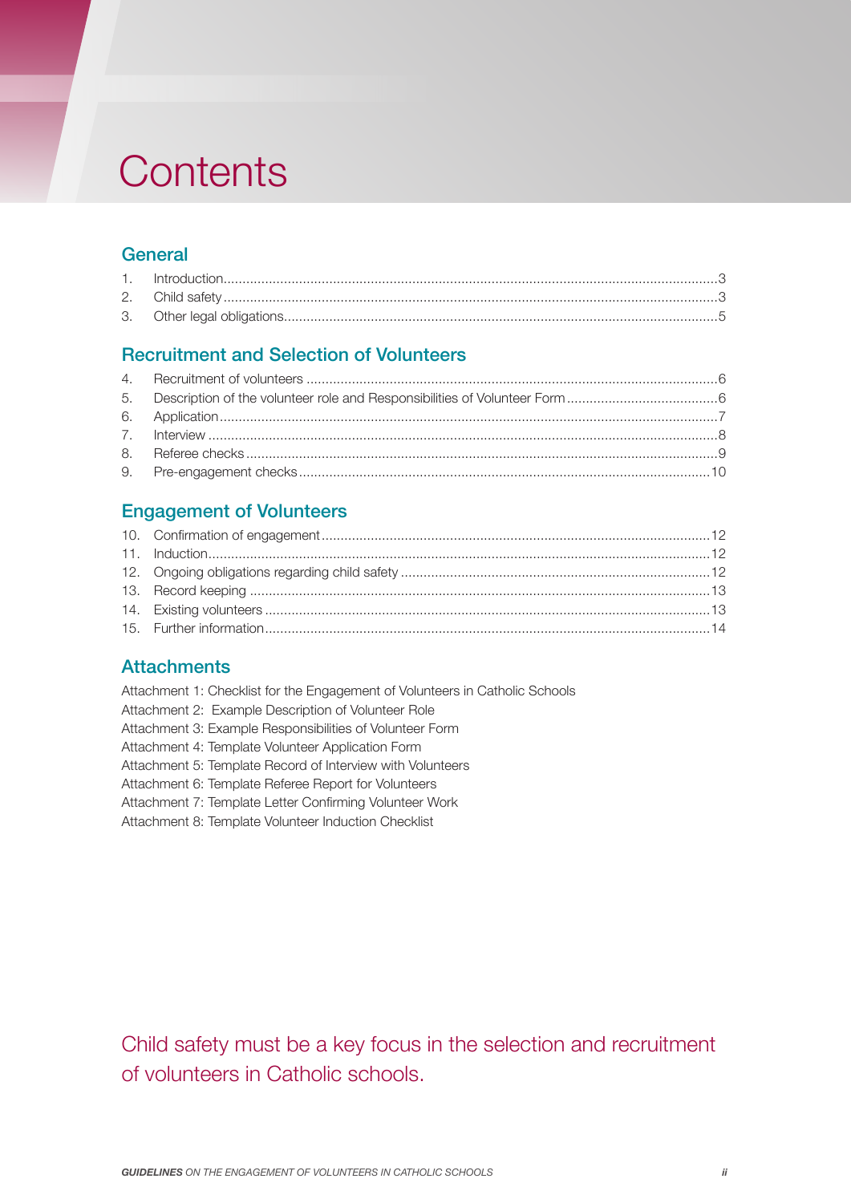# Contents

## General

1. Introduction ... 3
2. Child safety ... 3
3. Other legal obligations ... 5

## Recruitment and Selection of Volunteers

4. Recruitment of volunteers ... 6
5. Description of the volunteer role and Responsibilities of Volunteer Form ... 6
6. Application ... 7
7. Interview ... 8
8. Referee checks ... 9
9. Pre-engagement checks ... 10

## Engagement of Volunteers

10. Confirmation of engagement ... 12
11. Induction ... 12
12. Ongoing obligations regarding child safety ... 12
13. Record keeping ... 13
14. Existing volunteers ... 13
15. Further information ... 14

## Attachments

Attachment 1: Checklist for the Engagement of Volunteers in Catholic Schools
Attachment 2: Example Description of Volunteer Role
Attachment 3: Example Responsibilities of Volunteer Form
Attachment 4: Template Volunteer Application Form
Attachment 5: Template Record of Interview with Volunteers
Attachment 6: Template Referee Report for Volunteers
Attachment 7: Template Letter Confirming Volunteer Work
Attachment 8: Template Volunteer Induction Checklist

Child safety must be a key focus in the selection and recruitment of volunteers in Catholic schools.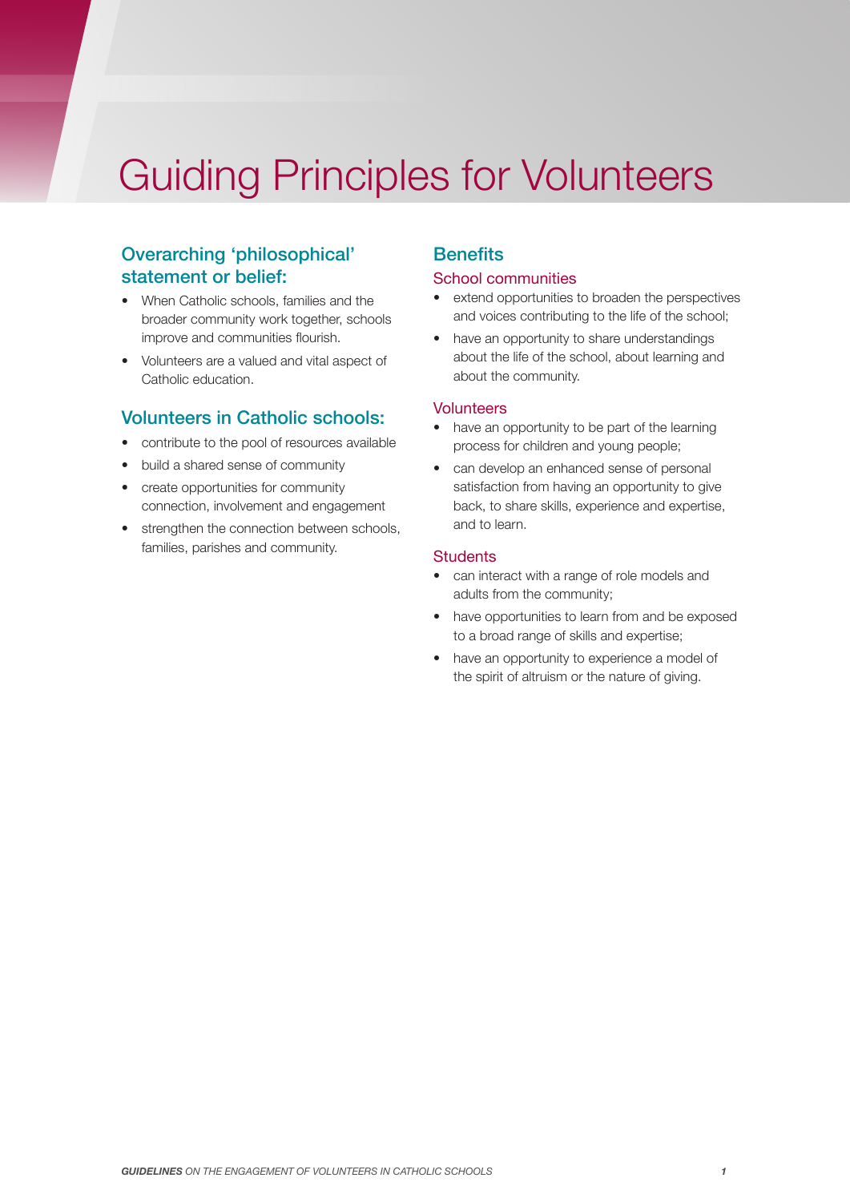# Guiding Principles for Volunteers

## Overarching 'philosophical' statement or belief:

- When Catholic schools, families and the broader community work together, schools improve and communities flourish.
- Volunteers are a valued and vital aspect of Catholic education.

## Volunteers in Catholic schools:

- contribute to the pool of resources available
- build a shared sense of community
- create opportunities for community connection, involvement and engagement
- strengthen the connection between schools, families, parishes and community.

## Benefits

### School communities

- extend opportunities to broaden the perspectives and voices contributing to the life of the school;
- have an opportunity to share understandings about the life of the school, about learning and about the community.

### Volunteers

- have an opportunity to be part of the learning process for children and young people;
- can develop an enhanced sense of personal satisfaction from having an opportunity to give back, to share skills, experience and expertise, and to learn.

### Students

- can interact with a range of role models and adults from the community;
- have opportunities to learn from and be exposed to a broad range of skills and expertise;
- have an opportunity to experience a model of the spirit of altruism or the nature of giving.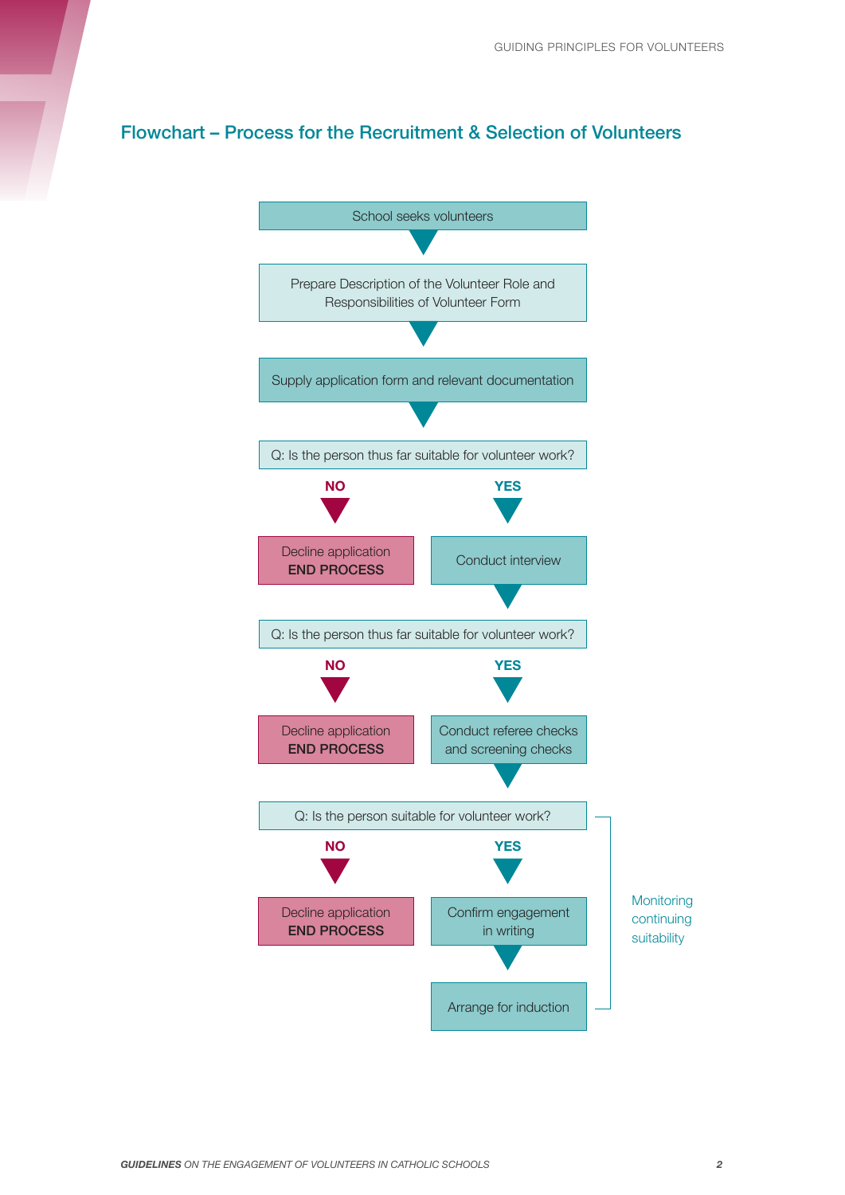## Flowchart – Process for the Recruitment & Selection of Volunteers

School seeks volunteers

Prepare Description of the Volunteer Role and Responsibilities of Volunteer Form

Supply application form and relevant documentation

Q: Is the person thus far suitable for volunteer work?

**NO**

Decline application
**END PROCESS**

**YES**

Conduct interview

Q: Is the person thus far suitable for volunteer work?

**NO**

Decline application
**END PROCESS**

**YES**

Conduct referee checks and screening checks

Q: Is the person suitable for volunteer work?

**NO**

Decline application
**END PROCESS**

**YES**

Confirm engagement in writing

Arrange for induction

Monitoring continuing suitability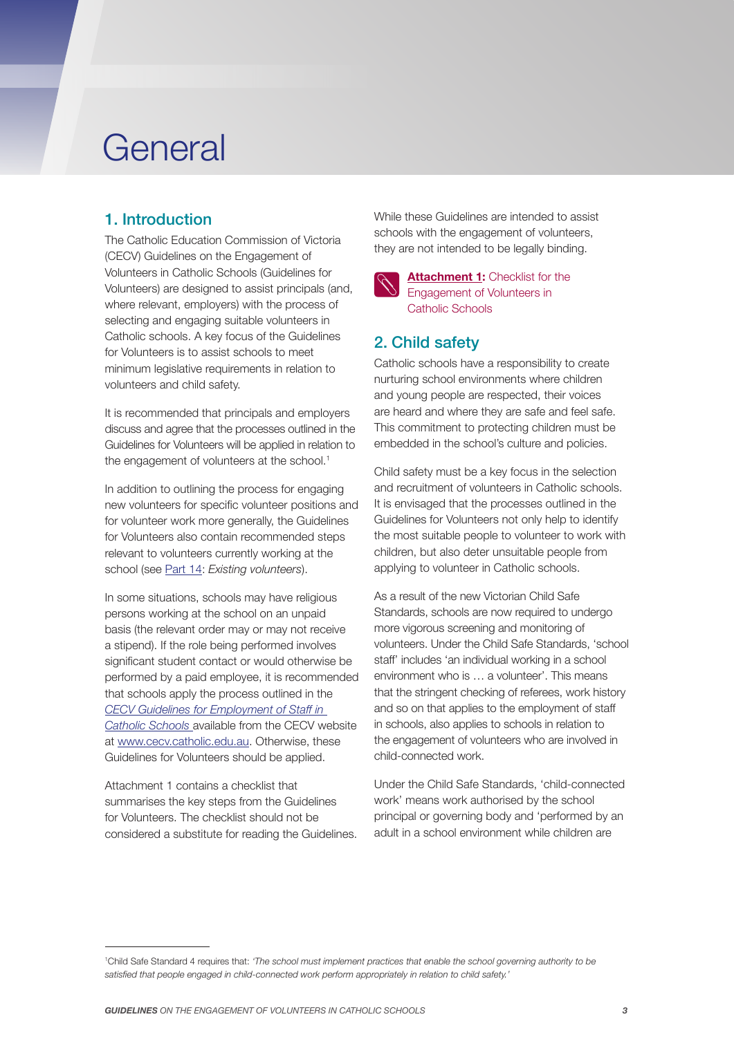# General

## 1. Introduction

The Catholic Education Commission of Victoria (CECV) Guidelines on the Engagement of Volunteers in Catholic Schools (Guidelines for Volunteers) are designed to assist principals (and, where relevant, employers) with the process of selecting and engaging suitable volunteers in Catholic schools. A key focus of the Guidelines for Volunteers is to assist schools to meet minimum legislative requirements in relation to volunteers and child safety.

It is recommended that principals and employers discuss and agree that the processes outlined in the Guidelines for Volunteers will be applied in relation to the engagement of volunteers at the school.[1]

In addition to outlining the process for engaging new volunteers for specific volunteer positions and for volunteer work more generally, the Guidelines for Volunteers also contain recommended steps relevant to volunteers currently working at the school (see Part 14: *Existing volunteers*).

In some situations, schools may have religious persons working at the school on an unpaid basis (the relevant order may or may not receive a stipend). If the role being performed involves significant student contact or would otherwise be performed by a paid employee, it is recommended that schools apply the process outlined in the *CECV Guidelines for Employment of Staff in Catholic Schools* available from the CECV website at www.cecv.catholic.edu.au. Otherwise, these Guidelines for Volunteers should be applied.

Attachment 1 contains a checklist that summarises the key steps from the Guidelines for Volunteers. The checklist should not be considered a substitute for reading the Guidelines.

While these Guidelines are intended to assist schools with the engagement of volunteers, they are not intended to be legally binding.

**Attachment 1:** Checklist for the Engagement of Volunteers in Catholic Schools

## 2. Child safety

Catholic schools have a responsibility to create nurturing school environments where children and young people are respected, their voices are heard and where they are safe and feel safe. This commitment to protecting children must be embedded in the school's culture and policies.

Child safety must be a key focus in the selection and recruitment of volunteers in Catholic schools. It is envisaged that the processes outlined in the Guidelines for Volunteers not only help to identify the most suitable people to volunteer to work with children, but also deter unsuitable people from applying to volunteer in Catholic schools.

As a result of the new Victorian Child Safe Standards, schools are now required to undergo more vigorous screening and monitoring of volunteers. Under the Child Safe Standards, 'school staff' includes 'an individual working in a school environment who is … a volunteer'. This means that the stringent checking of referees, work history and so on that applies to the employment of staff in schools, also applies to schools in relation to the engagement of volunteers who are involved in child-connected work.

Under the Child Safe Standards, 'child-connected work' means work authorised by the school principal or governing body and 'performed by an adult in a school environment while children are

---

[1] Child Safe Standard 4 requires that: *'The school must implement practices that enable the school governing authority to be satisfied that people engaged in child-connected work perform appropriately in relation to child safety.'*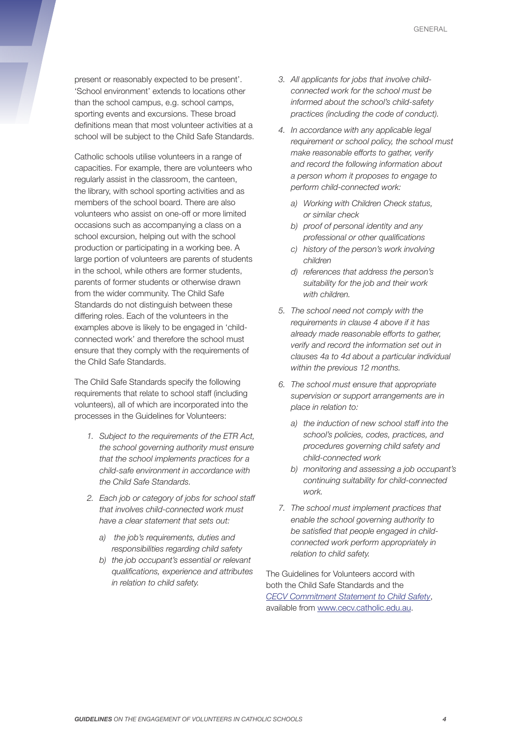present or reasonably expected to be present'. 'School environment' extends to locations other than the school campus, e.g. school camps, sporting events and excursions. These broad definitions mean that most volunteer activities at a school will be subject to the Child Safe Standards.

Catholic schools utilise volunteers in a range of capacities. For example, there are volunteers who regularly assist in the classroom, the canteen, the library, with school sporting activities and as members of the school board. There are also volunteers who assist on one-off or more limited occasions such as accompanying a class on a school excursion, helping out with the school production or participating in a working bee. A large portion of volunteers are parents of students in the school, while others are former students, parents of former students or otherwise drawn from the wider community. The Child Safe Standards do not distinguish between these differing roles. Each of the volunteers in the examples above is likely to be engaged in 'child-connected work' and therefore the school must ensure that they comply with the requirements of the Child Safe Standards.

The Child Safe Standards specify the following requirements that relate to school staff (including volunteers), all of which are incorporated into the processes in the Guidelines for Volunteers:

1. *Subject to the requirements of the ETR Act, the school governing authority must ensure that the school implements practices for a child-safe environment in accordance with the Child Safe Standards.*
2. *Each job or category of jobs for school staff that involves child-connected work must have a clear statement that sets out:*
    a) *the job's requirements, duties and responsibilities regarding child safety*
    b) *the job occupant's essential or relevant qualifications, experience and attributes in relation to child safety.*
3. *All applicants for jobs that involve child-connected work for the school must be informed about the school's child-safety practices (including the code of conduct).*
4. *In accordance with any applicable legal requirement or school policy, the school must make reasonable efforts to gather, verify and record the following information about a person whom it proposes to engage to perform child-connected work:*
    a) *Working with Children Check status, or similar check*
    b) *proof of personal identity and any professional or other qualifications*
    c) *history of the person's work involving children*
    d) *references that address the person's suitability for the job and their work with children.*
5. *The school need not comply with the requirements in clause 4 above if it has already made reasonable efforts to gather, verify and record the information set out in clauses 4a to 4d about a particular individual within the previous 12 months.*
6. *The school must ensure that appropriate supervision or support arrangements are in place in relation to:*
    a) *the induction of new school staff into the school's policies, codes, practices, and procedures governing child safety and child-connected work*
    b) *monitoring and assessing a job occupant's continuing suitability for child-connected work.*
7. *The school must implement practices that enable the school governing authority to be satisfied that people engaged in child-connected work perform appropriately in relation to child safety.*

The Guidelines for Volunteers accord with both the Child Safe Standards and the *CECV Commitment Statement to Child Safety*, available from www.cecv.catholic.edu.au.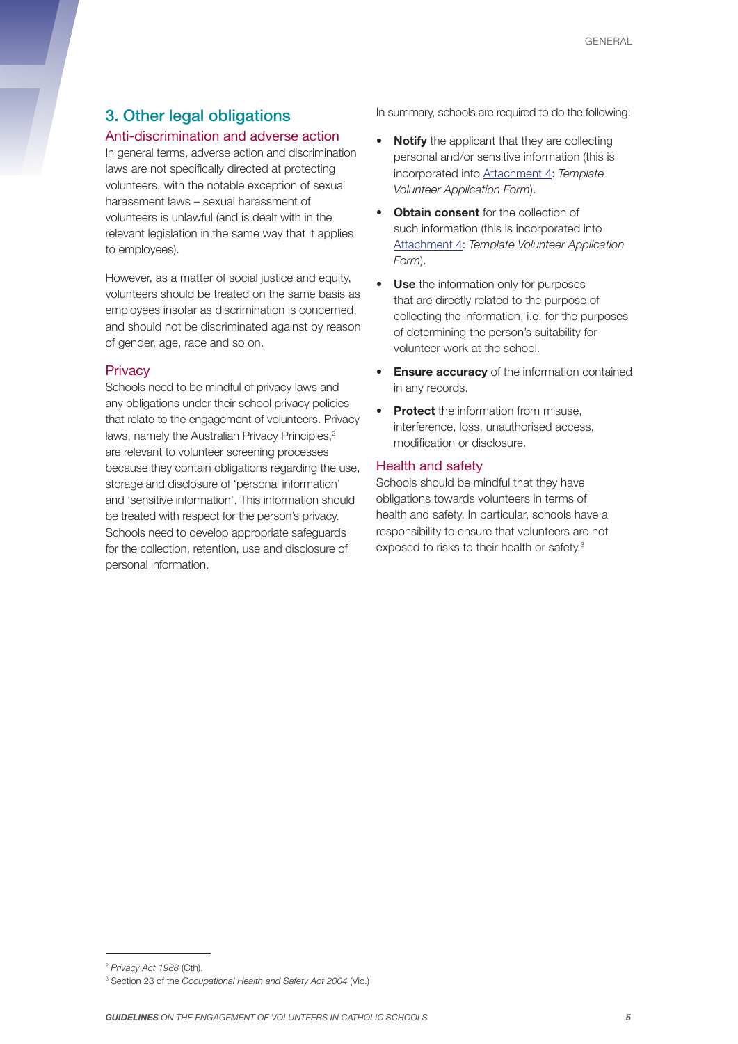## 3. Other legal obligations

### Anti-discrimination and adverse action

In general terms, adverse action and discrimination laws are not specifically directed at protecting volunteers, with the notable exception of sexual harassment laws – sexual harassment of volunteers is unlawful (and is dealt with in the relevant legislation in the same way that it applies to employees).

However, as a matter of social justice and equity, volunteers should be treated on the same basis as employees insofar as discrimination is concerned, and should not be discriminated against by reason of gender, age, race and so on.

### Privacy

Schools need to be mindful of privacy laws and any obligations under their school privacy policies that relate to the engagement of volunteers. Privacy laws, namely the Australian Privacy Principles,[2] are relevant to volunteer screening processes because they contain obligations regarding the use, storage and disclosure of 'personal information' and 'sensitive information'. This information should be treated with respect for the person's privacy. Schools need to develop appropriate safeguards for the collection, retention, use and disclosure of personal information.

In summary, schools are required to do the following:

- **Notify** the applicant that they are collecting personal and/or sensitive information (this is incorporated into Attachment 4: *Template Volunteer Application Form*).
- **Obtain consent** for the collection of such information (this is incorporated into Attachment 4: *Template Volunteer Application Form*).
- **Use** the information only for purposes that are directly related to the purpose of collecting the information, i.e. for the purposes of determining the person's suitability for volunteer work at the school.
- **Ensure accuracy** of the information contained in any records.
- **Protect** the information from misuse, interference, loss, unauthorised access, modification or disclosure.

### Health and safety

Schools should be mindful that they have obligations towards volunteers in terms of health and safety. In particular, schools have a responsibility to ensure that volunteers are not exposed to risks to their health or safety.[3]

---

[2] *Privacy Act 1988* (Cth).

[3] Section 23 of the *Occupational Health and Safety Act 2004* (Vic.)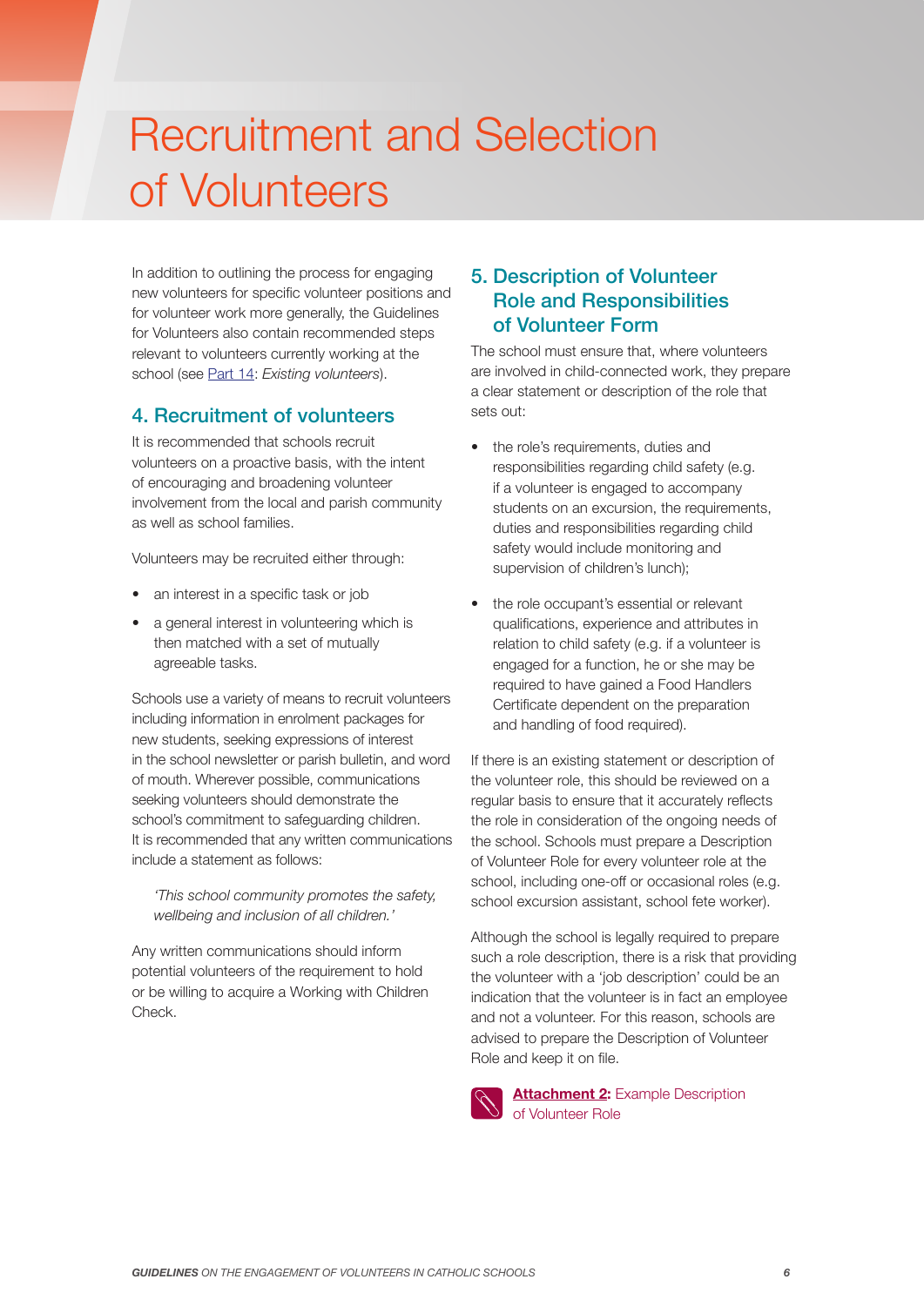# Recruitment and Selection of Volunteers

In addition to outlining the process for engaging new volunteers for specific volunteer positions and for volunteer work more generally, the Guidelines for Volunteers also contain recommended steps relevant to volunteers currently working at the school (see Part 14: *Existing volunteers*).

## 4. Recruitment of volunteers

It is recommended that schools recruit volunteers on a proactive basis, with the intent of encouraging and broadening volunteer involvement from the local and parish community as well as school families.

Volunteers may be recruited either through:

- an interest in a specific task or job
- a general interest in volunteering which is then matched with a set of mutually agreeable tasks.

Schools use a variety of means to recruit volunteers including information in enrolment packages for new students, seeking expressions of interest in the school newsletter or parish bulletin, and word of mouth. Wherever possible, communications seeking volunteers should demonstrate the school's commitment to safeguarding children. It is recommended that any written communications include a statement as follows:

> *'This school community promotes the safety, wellbeing and inclusion of all children.'*

Any written communications should inform potential volunteers of the requirement to hold or be willing to acquire a Working with Children Check.

## 5. Description of Volunteer Role and Responsibilities of Volunteer Form

The school must ensure that, where volunteers are involved in child-connected work, they prepare a clear statement or description of the role that sets out:

- the role's requirements, duties and responsibilities regarding child safety (e.g. if a volunteer is engaged to accompany students on an excursion, the requirements, duties and responsibilities regarding child safety would include monitoring and supervision of children's lunch);
- the role occupant's essential or relevant qualifications, experience and attributes in relation to child safety (e.g. if a volunteer is engaged for a function, he or she may be required to have gained a Food Handlers Certificate dependent on the preparation and handling of food required).

If there is an existing statement or description of the volunteer role, this should be reviewed on a regular basis to ensure that it accurately reflects the role in consideration of the ongoing needs of the school. Schools must prepare a Description of Volunteer Role for every volunteer role at the school, including one-off or occasional roles (e.g. school excursion assistant, school fete worker).

Although the school is legally required to prepare such a role description, there is a risk that providing the volunteer with a 'job description' could be an indication that the volunteer is in fact an employee and not a volunteer. For this reason, schools are advised to prepare the Description of Volunteer Role and keep it on file.

**Attachment 2:** Example Description of Volunteer Role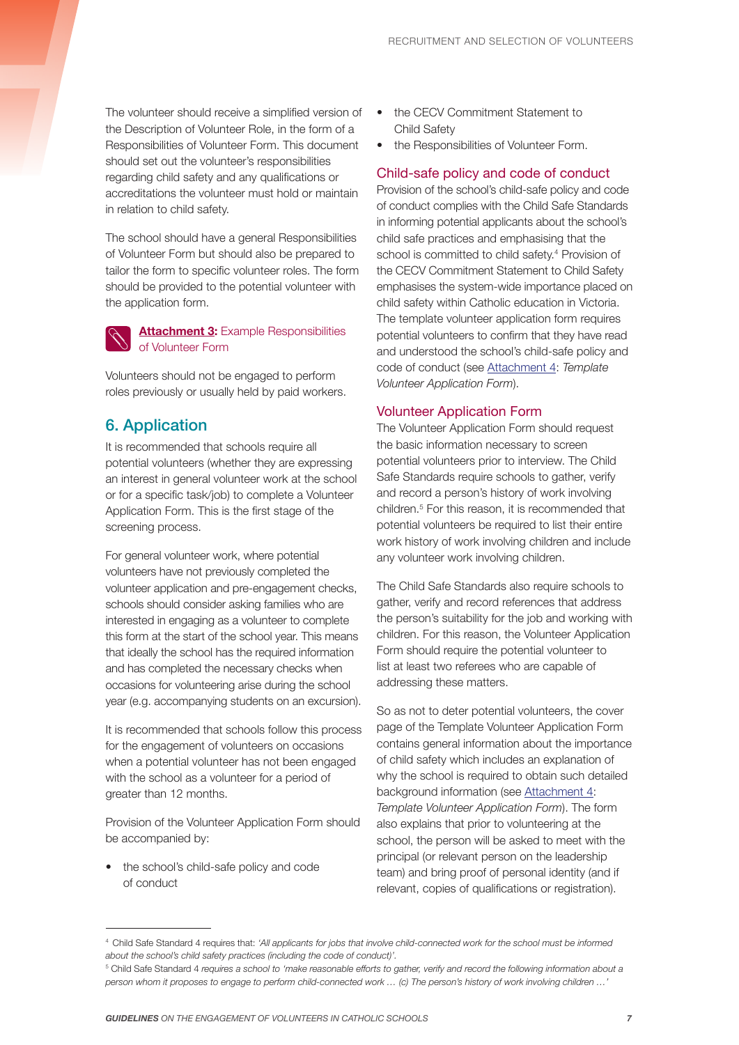The volunteer should receive a simplified version of the Description of Volunteer Role, in the form of a Responsibilities of Volunteer Form. This document should set out the volunteer's responsibilities regarding child safety and any qualifications or accreditations the volunteer must hold or maintain in relation to child safety.

The school should have a general Responsibilities of Volunteer Form but should also be prepared to tailor the form to specific volunteer roles. The form should be provided to the potential volunteer with the application form.

**Attachment 3:** Example Responsibilities of Volunteer Form

Volunteers should not be engaged to perform roles previously or usually held by paid workers.

## 6. Application

It is recommended that schools require all potential volunteers (whether they are expressing an interest in general volunteer work at the school or for a specific task/job) to complete a Volunteer Application Form. This is the first stage of the screening process.

For general volunteer work, where potential volunteers have not previously completed the volunteer application and pre-engagement checks, schools should consider asking families who are interested in engaging as a volunteer to complete this form at the start of the school year. This means that ideally the school has the required information and has completed the necessary checks when occasions for volunteering arise during the school year (e.g. accompanying students on an excursion).

It is recommended that schools follow this process for the engagement of volunteers on occasions when a potential volunteer has not been engaged with the school as a volunteer for a period of greater than 12 months.

Provision of the Volunteer Application Form should be accompanied by:

- the school's child-safe policy and code of conduct
- the CECV Commitment Statement to Child Safety
- the Responsibilities of Volunteer Form.

### Child-safe policy and code of conduct

Provision of the school's child-safe policy and code of conduct complies with the Child Safe Standards in informing potential applicants about the school's child safe practices and emphasising that the school is committed to child safety.[4] Provision of the CECV Commitment Statement to Child Safety emphasises the system-wide importance placed on child safety within Catholic education in Victoria. The template volunteer application form requires potential volunteers to confirm that they have read and understood the school's child-safe policy and code of conduct (see Attachment 4: *Template Volunteer Application Form*).

### Volunteer Application Form

The Volunteer Application Form should request the basic information necessary to screen potential volunteers prior to interview. The Child Safe Standards require schools to gather, verify and record a person's history of work involving children.[5] For this reason, it is recommended that potential volunteers be required to list their entire work history of work involving children and include any volunteer work involving children.

The Child Safe Standards also require schools to gather, verify and record references that address the person's suitability for the job and working with children. For this reason, the Volunteer Application Form should require the potential volunteer to list at least two referees who are capable of addressing these matters.

So as not to deter potential volunteers, the cover page of the Template Volunteer Application Form contains general information about the importance of child safety which includes an explanation of why the school is required to obtain such detailed background information (see Attachment 4: *Template Volunteer Application Form*). The form also explains that prior to volunteering at the school, the person will be asked to meet with the principal (or relevant person on the leadership team) and bring proof of personal identity (and if relevant, copies of qualifications or registration).

---

[4] Child Safe Standard 4 requires that: *'All applicants for jobs that involve child-connected work for the school must be informed about the school's child safety practices (including the code of conduct)'.*

[5] Child Safe Standard 4 *requires a school to 'make reasonable efforts to gather, verify and record the following information about a person whom it proposes to engage to perform child-connected work … (c) The person's history of work involving children …'*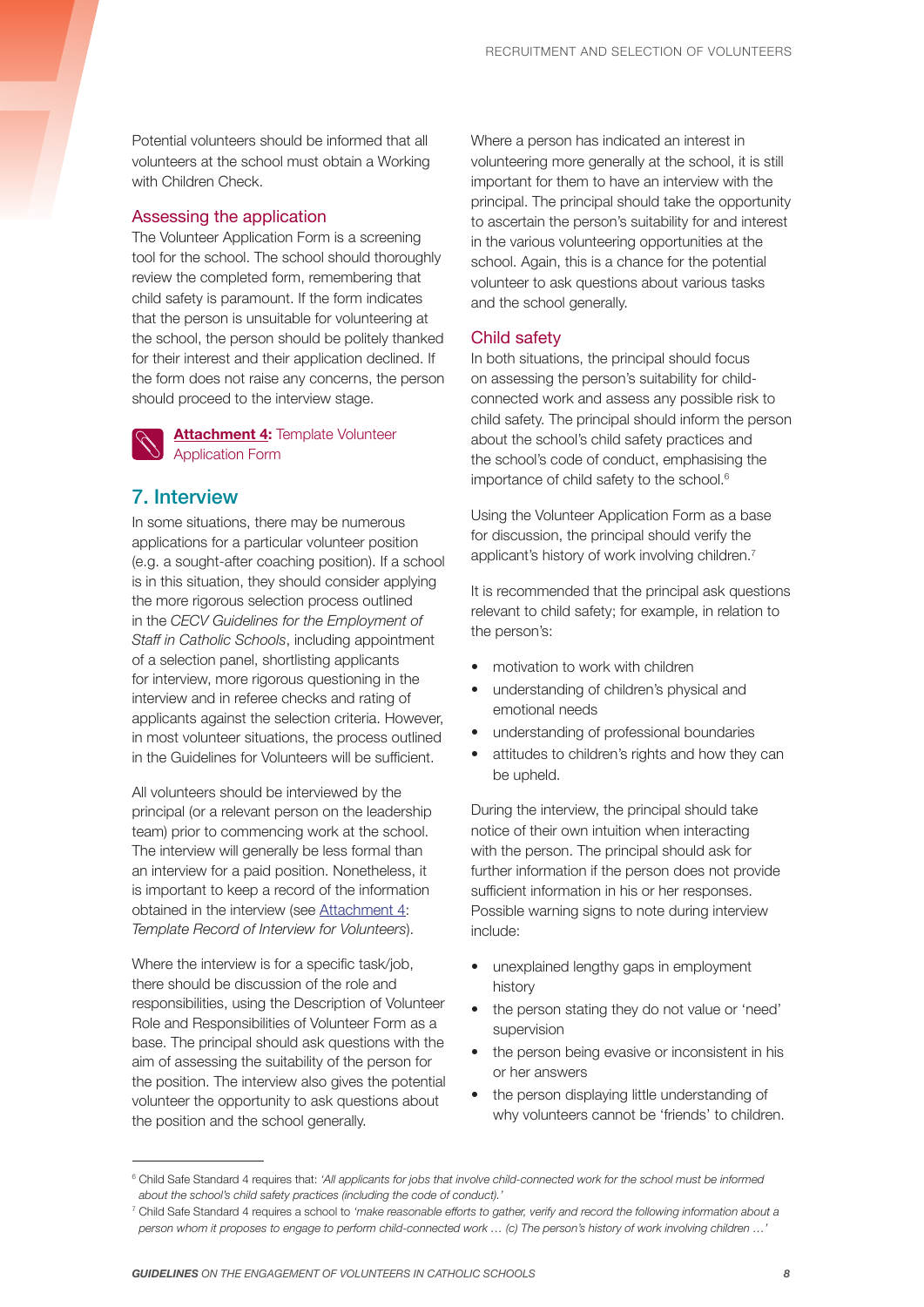Potential volunteers should be informed that all volunteers at the school must obtain a Working with Children Check.

### Assessing the application

The Volunteer Application Form is a screening tool for the school. The school should thoroughly review the completed form, remembering that child safety is paramount. If the form indicates that the person is unsuitable for volunteering at the school, the person should be politely thanked for their interest and their application declined. If the form does not raise any concerns, the person should proceed to the interview stage.

**Attachment 4:** Template Volunteer Application Form

## 7. Interview

In some situations, there may be numerous applications for a particular volunteer position (e.g. a sought-after coaching position). If a school is in this situation, they should consider applying the more rigorous selection process outlined in the *CECV Guidelines for the Employment of Staff in Catholic Schools*, including appointment of a selection panel, shortlisting applicants for interview, more rigorous questioning in the interview and in referee checks and rating of applicants against the selection criteria. However, in most volunteer situations, the process outlined in the Guidelines for Volunteers will be sufficient.

All volunteers should be interviewed by the principal (or a relevant person on the leadership team) prior to commencing work at the school. The interview will generally be less formal than an interview for a paid position. Nonetheless, it is important to keep a record of the information obtained in the interview (see Attachment 4: *Template Record of Interview for Volunteers*).

Where the interview is for a specific task/job, there should be discussion of the role and responsibilities, using the Description of Volunteer Role and Responsibilities of Volunteer Form as a base. The principal should ask questions with the aim of assessing the suitability of the person for the position. The interview also gives the potential volunteer the opportunity to ask questions about the position and the school generally.

Where a person has indicated an interest in volunteering more generally at the school, it is still important for them to have an interview with the principal. The principal should take the opportunity to ascertain the person's suitability for and interest in the various volunteering opportunities at the school. Again, this is a chance for the potential volunteer to ask questions about various tasks and the school generally.

### Child safety

In both situations, the principal should focus on assessing the person's suitability for child-connected work and assess any possible risk to child safety. The principal should inform the person about the school's child safety practices and the school's code of conduct, emphasising the importance of child safety to the school.[6]

Using the Volunteer Application Form as a base for discussion, the principal should verify the applicant's history of work involving children.[7]

It is recommended that the principal ask questions relevant to child safety; for example, in relation to the person's:

- motivation to work with children
- understanding of children's physical and emotional needs
- understanding of professional boundaries
- attitudes to children's rights and how they can be upheld.

During the interview, the principal should take notice of their own intuition when interacting with the person. The principal should ask for further information if the person does not provide sufficient information in his or her responses. Possible warning signs to note during interview include:

- unexplained lengthy gaps in employment history
- the person stating they do not value or 'need' supervision
- the person being evasive or inconsistent in his or her answers
- the person displaying little understanding of why volunteers cannot be 'friends' to children.

---

[6] Child Safe Standard 4 requires that: *'All applicants for jobs that involve child-connected work for the school must be informed about the school's child safety practices (including the code of conduct).'*

[7] Child Safe Standard 4 requires a school to *'make reasonable efforts to gather, verify and record the following information about a person whom it proposes to engage to perform child-connected work … (c) The person's history of work involving children …'*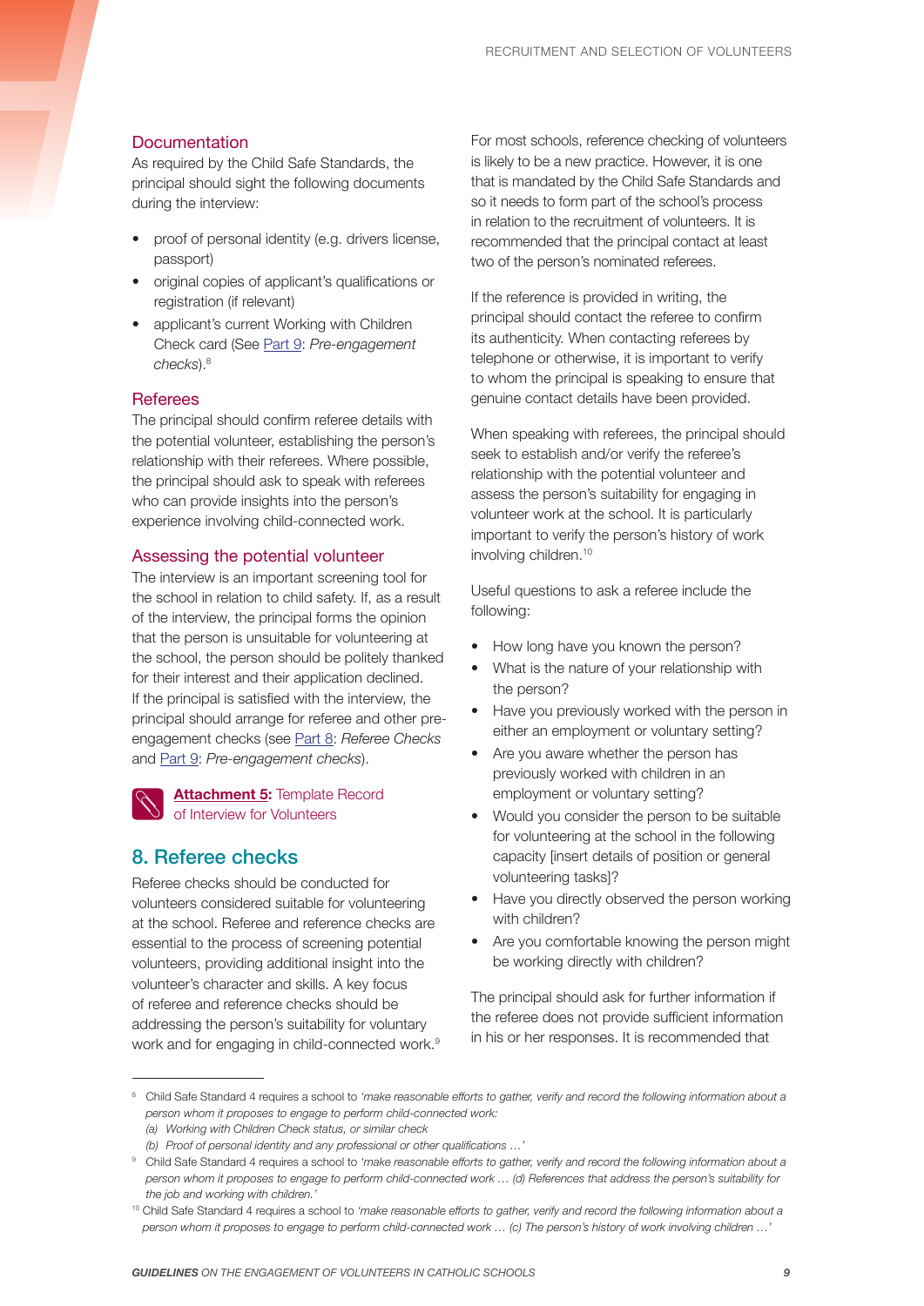### Documentation

As required by the Child Safe Standards, the principal should sight the following documents during the interview:

- proof of personal identity (e.g. drivers license, passport)
- original copies of applicant's qualifications or registration (if relevant)
- applicant's current Working with Children Check card (See Part 9: *Pre-engagement checks*).[8]

### Referees

The principal should confirm referee details with the potential volunteer, establishing the person's relationship with their referees. Where possible, the principal should ask to speak with referees who can provide insights into the person's experience involving child-connected work.

### Assessing the potential volunteer

The interview is an important screening tool for the school in relation to child safety. If, as a result of the interview, the principal forms the opinion that the person is unsuitable for volunteering at the school, the person should be politely thanked for their interest and their application declined. If the principal is satisfied with the interview, the principal should arrange for referee and other pre-engagement checks (see Part 8: *Referee Checks* and Part 9: *Pre-engagement checks*).

**Attachment 5:** Template Record of Interview for Volunteers

## 8. Referee checks

Referee checks should be conducted for volunteers considered suitable for volunteering at the school. Referee and reference checks are essential to the process of screening potential volunteers, providing additional insight into the volunteer's character and skills. A key focus of referee and reference checks should be addressing the person's suitability for voluntary work and for engaging in child-connected work.[9]

For most schools, reference checking of volunteers is likely to be a new practice. However, it is one that is mandated by the Child Safe Standards and so it needs to form part of the school's process in relation to the recruitment of volunteers. It is recommended that the principal contact at least two of the person's nominated referees.

If the reference is provided in writing, the principal should contact the referee to confirm its authenticity. When contacting referees by telephone or otherwise, it is important to verify to whom the principal is speaking to ensure that genuine contact details have been provided.

When speaking with referees, the principal should seek to establish and/or verify the referee's relationship with the potential volunteer and assess the person's suitability for engaging in volunteer work at the school. It is particularly important to verify the person's history of work involving children.[10]

Useful questions to ask a referee include the following:

- How long have you known the person?
- What is the nature of your relationship with the person?
- Have you previously worked with the person in either an employment or voluntary setting?
- Are you aware whether the person has previously worked with children in an employment or voluntary setting?
- Would you consider the person to be suitable for volunteering at the school in the following capacity [insert details of position or general volunteering tasks]?
- Have you directly observed the person working with children?
- Are you comfortable knowing the person might be working directly with children?

The principal should ask for further information if the referee does not provide sufficient information in his or her responses. It is recommended that

---

[8] Child Safe Standard 4 requires a school to *'make reasonable efforts to gather, verify and record the following information about a person whom it proposes to engage to perform child-connected work:*
*(a) Working with Children Check status, or similar check*
*(b) Proof of personal identity and any professional or other qualifications …'*

[9] Child Safe Standard 4 requires a school to *'make reasonable efforts to gather, verify and record the following information about a person whom it proposes to engage to perform child-connected work … (d) References that address the person's suitability for the job and working with children.'*

[10] Child Safe Standard 4 requires a school to *'make reasonable efforts to gather, verify and record the following information about a person whom it proposes to engage to perform child-connected work … (c) The person's history of work involving children …'*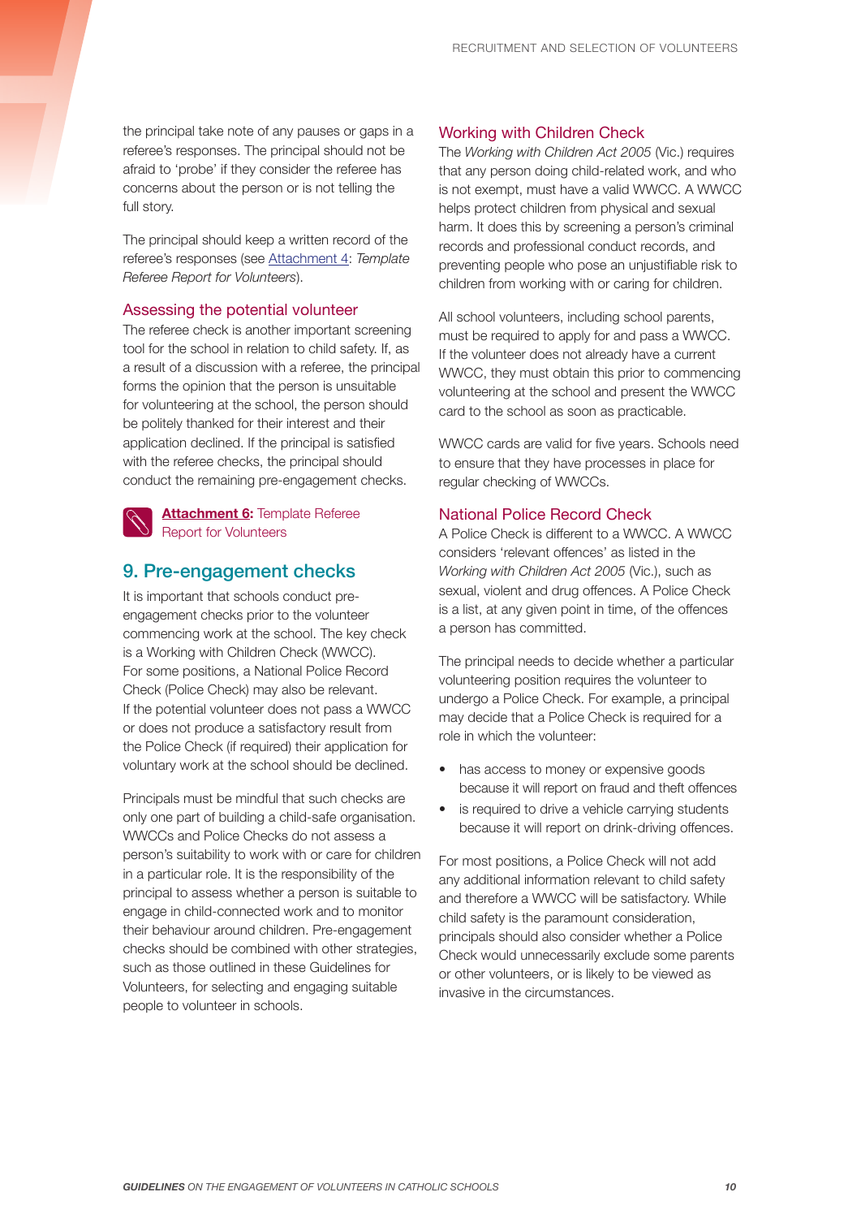the principal take note of any pauses or gaps in a referee's responses. The principal should not be afraid to 'probe' if they consider the referee has concerns about the person or is not telling the full story.

The principal should keep a written record of the referee's responses (see Attachment 4: *Template Referee Report for Volunteers*).

### Assessing the potential volunteer

The referee check is another important screening tool for the school in relation to child safety. If, as a result of a discussion with a referee, the principal forms the opinion that the person is unsuitable for volunteering at the school, the person should be politely thanked for their interest and their application declined. If the principal is satisfied with the referee checks, the principal should conduct the remaining pre-engagement checks.

**Attachment 6:** Template Referee Report for Volunteers

## 9. Pre-engagement checks

It is important that schools conduct pre-engagement checks prior to the volunteer commencing work at the school. The key check is a Working with Children Check (WWCC). For some positions, a National Police Record Check (Police Check) may also be relevant. If the potential volunteer does not pass a WWCC or does not produce a satisfactory result from the Police Check (if required) their application for voluntary work at the school should be declined.

Principals must be mindful that such checks are only one part of building a child-safe organisation. WWCCs and Police Checks do not assess a person's suitability to work with or care for children in a particular role. It is the responsibility of the principal to assess whether a person is suitable to engage in child-connected work and to monitor their behaviour around children. Pre-engagement checks should be combined with other strategies, such as those outlined in these Guidelines for Volunteers, for selecting and engaging suitable people to volunteer in schools.

### Working with Children Check

The *Working with Children Act 2005* (Vic.) requires that any person doing child-related work, and who is not exempt, must have a valid WWCC. A WWCC helps protect children from physical and sexual harm. It does this by screening a person's criminal records and professional conduct records, and preventing people who pose an unjustifiable risk to children from working with or caring for children.

All school volunteers, including school parents, must be required to apply for and pass a WWCC. If the volunteer does not already have a current WWCC, they must obtain this prior to commencing volunteering at the school and present the WWCC card to the school as soon as practicable.

WWCC cards are valid for five years. Schools need to ensure that they have processes in place for regular checking of WWCCs.

### National Police Record Check

A Police Check is different to a WWCC. A WWCC considers 'relevant offences' as listed in the *Working with Children Act 2005* (Vic.), such as sexual, violent and drug offences. A Police Check is a list, at any given point in time, of the offences a person has committed.

The principal needs to decide whether a particular volunteering position requires the volunteer to undergo a Police Check. For example, a principal may decide that a Police Check is required for a role in which the volunteer:

- has access to money or expensive goods because it will report on fraud and theft offences
- is required to drive a vehicle carrying students because it will report on drink-driving offences.

For most positions, a Police Check will not add any additional information relevant to child safety and therefore a WWCC will be satisfactory. While child safety is the paramount consideration, principals should also consider whether a Police Check would unnecessarily exclude some parents or other volunteers, or is likely to be viewed as invasive in the circumstances.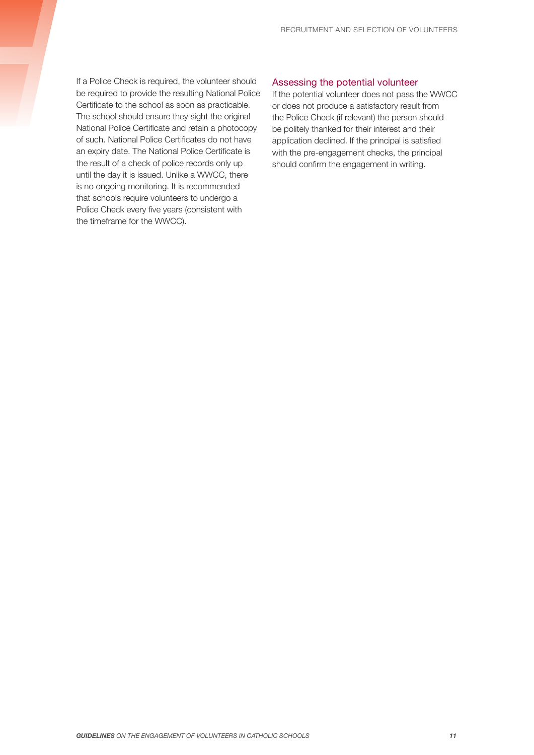If a Police Check is required, the volunteer should be required to provide the resulting National Police Certificate to the school as soon as practicable. The school should ensure they sight the original National Police Certificate and retain a photocopy of such. National Police Certificates do not have an expiry date. The National Police Certificate is the result of a check of police records only up until the day it is issued. Unlike a WWCC, there is no ongoing monitoring. It is recommended that schools require volunteers to undergo a Police Check every five years (consistent with the timeframe for the WWCC).

### Assessing the potential volunteer

If the potential volunteer does not pass the WWCC or does not produce a satisfactory result from the Police Check (if relevant) the person should be politely thanked for their interest and their application declined. If the principal is satisfied with the pre-engagement checks, the principal should confirm the engagement in writing.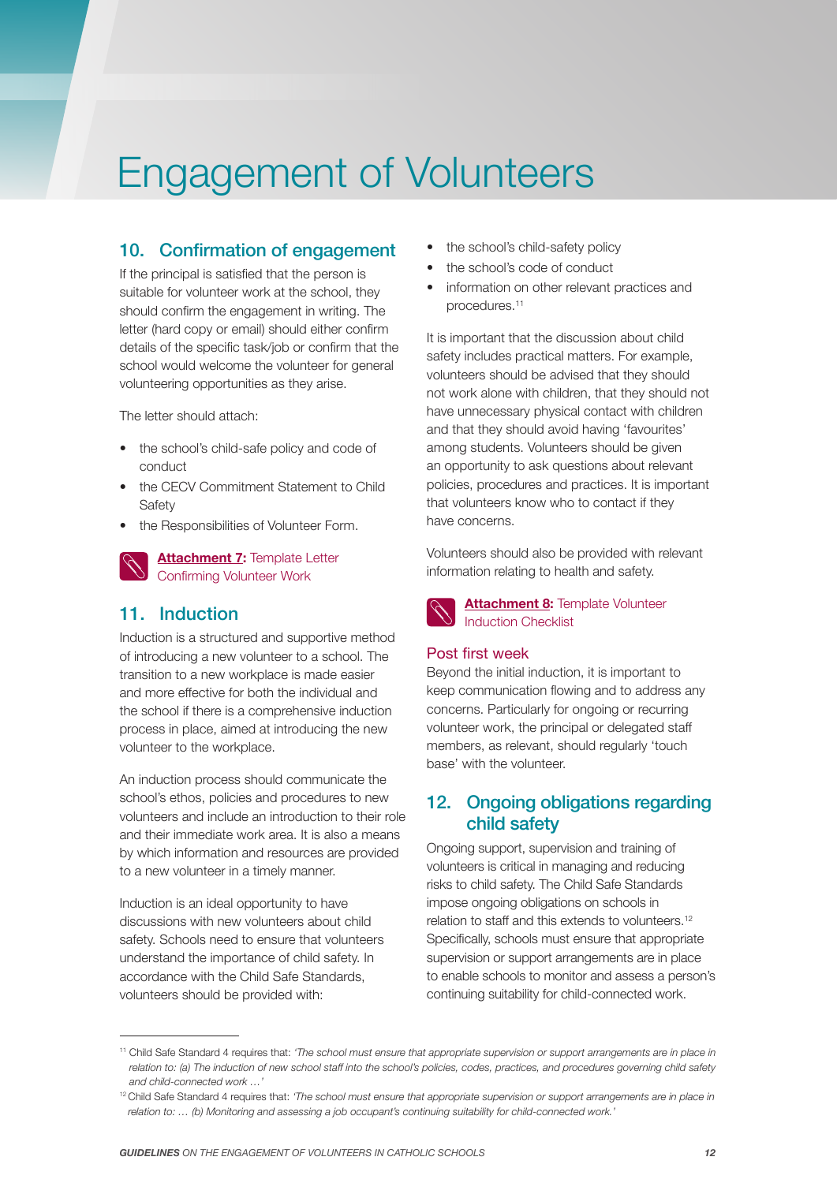# Engagement of Volunteers

## 10. Confirmation of engagement

If the principal is satisfied that the person is suitable for volunteer work at the school, they should confirm the engagement in writing. The letter (hard copy or email) should either confirm details of the specific task/job or confirm that the school would welcome the volunteer for general volunteering opportunities as they arise.

The letter should attach:

- the school's child-safe policy and code of conduct
- the CECV Commitment Statement to Child Safety
- the Responsibilities of Volunteer Form.

**Attachment 7:** Template Letter Confirming Volunteer Work

## 11. Induction

Induction is a structured and supportive method of introducing a new volunteer to a school. The transition to a new workplace is made easier and more effective for both the individual and the school if there is a comprehensive induction process in place, aimed at introducing the new volunteer to the workplace.

An induction process should communicate the school's ethos, policies and procedures to new volunteers and include an introduction to their role and their immediate work area. It is also a means by which information and resources are provided to a new volunteer in a timely manner.

Induction is an ideal opportunity to have discussions with new volunteers about child safety. Schools need to ensure that volunteers understand the importance of child safety. In accordance with the Child Safe Standards, volunteers should be provided with:

- the school's child-safety policy
- the school's code of conduct
- information on other relevant practices and procedures.[11]

It is important that the discussion about child safety includes practical matters. For example, volunteers should be advised that they should not work alone with children, that they should not have unnecessary physical contact with children and that they should avoid having 'favourites' among students. Volunteers should be given an opportunity to ask questions about relevant policies, procedures and practices. It is important that volunteers know who to contact if they have concerns.

Volunteers should also be provided with relevant information relating to health and safety.

**Attachment 8:** Template Volunteer Induction Checklist

### Post first week

Beyond the initial induction, it is important to keep communication flowing and to address any concerns. Particularly for ongoing or recurring volunteer work, the principal or delegated staff members, as relevant, should regularly 'touch base' with the volunteer.

## 12. Ongoing obligations regarding child safety

Ongoing support, supervision and training of volunteers is critical in managing and reducing risks to child safety. The Child Safe Standards impose ongoing obligations on schools in relation to staff and this extends to volunteers.[12] Specifically, schools must ensure that appropriate supervision or support arrangements are in place to enable schools to monitor and assess a person's continuing suitability for child-connected work.

---

[11] Child Safe Standard 4 requires that: *'The school must ensure that appropriate supervision or support arrangements are in place in relation to: (a) The induction of new school staff into the school's policies, codes, practices, and procedures governing child safety and child-connected work …'*

[12] Child Safe Standard 4 requires that: *'The school must ensure that appropriate supervision or support arrangements are in place in relation to: … (b) Monitoring and assessing a job occupant's continuing suitability for child-connected work.'*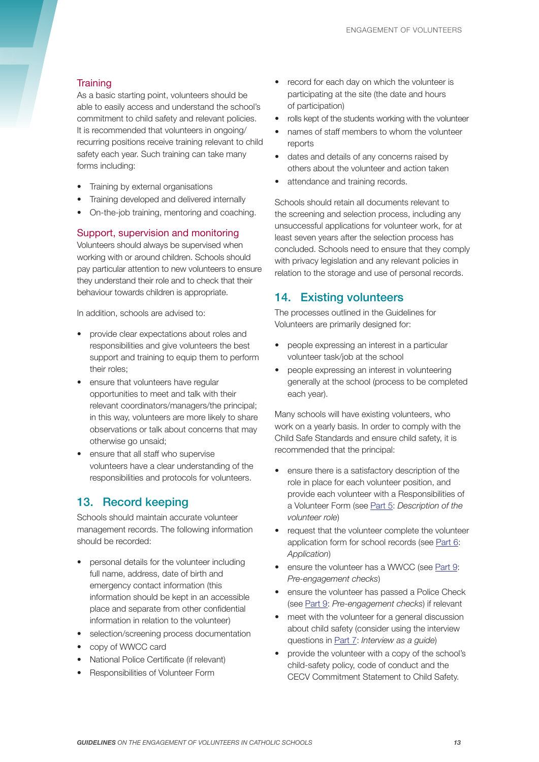### Training

As a basic starting point, volunteers should be able to easily access and understand the school's commitment to child safety and relevant policies. It is recommended that volunteers in ongoing/recurring positions receive training relevant to child safety each year. Such training can take many forms including:

- Training by external organisations
- Training developed and delivered internally
- On-the-job training, mentoring and coaching.

### Support, supervision and monitoring

Volunteers should always be supervised when working with or around children. Schools should pay particular attention to new volunteers to ensure they understand their role and to check that their behaviour towards children is appropriate.

In addition, schools are advised to:

- provide clear expectations about roles and responsibilities and give volunteers the best support and training to equip them to perform their roles;
- ensure that volunteers have regular opportunities to meet and talk with their relevant coordinators/managers/the principal; in this way, volunteers are more likely to share observations or talk about concerns that may otherwise go unsaid;
- ensure that all staff who supervise volunteers have a clear understanding of the responsibilities and protocols for volunteers.

## 13. Record keeping

Schools should maintain accurate volunteer management records. The following information should be recorded:

- personal details for the volunteer including full name, address, date of birth and emergency contact information (this information should be kept in an accessible place and separate from other confidential information in relation to the volunteer)
- selection/screening process documentation
- copy of WWCC card
- National Police Certificate (if relevant)
- Responsibilities of Volunteer Form
- record for each day on which the volunteer is participating at the site (the date and hours of participation)
- rolls kept of the students working with the volunteer
- names of staff members to whom the volunteer reports
- dates and details of any concerns raised by others about the volunteer and action taken
- attendance and training records.

Schools should retain all documents relevant to the screening and selection process, including any unsuccessful applications for volunteer work, for at least seven years after the selection process has concluded. Schools need to ensure that they comply with privacy legislation and any relevant policies in relation to the storage and use of personal records.

## 14. Existing volunteers

The processes outlined in the Guidelines for Volunteers are primarily designed for:

- people expressing an interest in a particular volunteer task/job at the school
- people expressing an interest in volunteering generally at the school (process to be completed each year).

Many schools will have existing volunteers, who work on a yearly basis. In order to comply with the Child Safe Standards and ensure child safety, it is recommended that the principal:

- ensure there is a satisfactory description of the role in place for each volunteer position, and provide each volunteer with a Responsibilities of a Volunteer Form (see Part 5: *Description of the volunteer role*)
- request that the volunteer complete the volunteer application form for school records (see Part 6: *Application*)
- ensure the volunteer has a WWCC (see Part 9: *Pre-engagement checks*)
- ensure the volunteer has passed a Police Check (see Part 9: *Pre-engagement checks*) if relevant
- meet with the volunteer for a general discussion about child safety (consider using the interview questions in Part 7: *Interview as a guide*)
- provide the volunteer with a copy of the school's child-safety policy, code of conduct and the CECV Commitment Statement to Child Safety.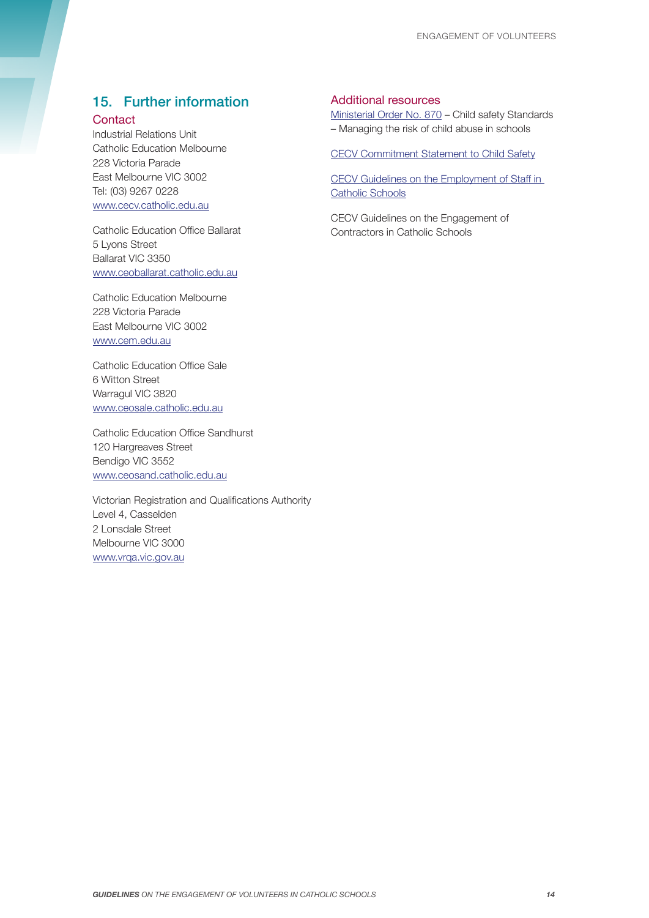## 15. Further information

### Contact

Industrial Relations Unit
Catholic Education Melbourne
228 Victoria Parade
East Melbourne VIC 3002
Tel: (03) 9267 0228
www.cecv.catholic.edu.au

Catholic Education Office Ballarat
5 Lyons Street
Ballarat VIC 3350
www.ceoballarat.catholic.edu.au

Catholic Education Melbourne
228 Victoria Parade
East Melbourne VIC 3002
www.cem.edu.au

Catholic Education Office Sale
6 Witton Street
Warragul VIC 3820
www.ceosale.catholic.edu.au

Catholic Education Office Sandhurst
120 Hargreaves Street
Bendigo VIC 3552
www.ceosand.catholic.edu.au

Victorian Registration and Qualifications Authority
Level 4, Casselden
2 Lonsdale Street
Melbourne VIC 3000
www.vrqa.vic.gov.au

### Additional resources

Ministerial Order No. 870 – Child safety Standards – Managing the risk of child abuse in schools

CECV Commitment Statement to Child Safety

CECV Guidelines on the Employment of Staff in Catholic Schools

CECV Guidelines on the Engagement of Contractors in Catholic Schools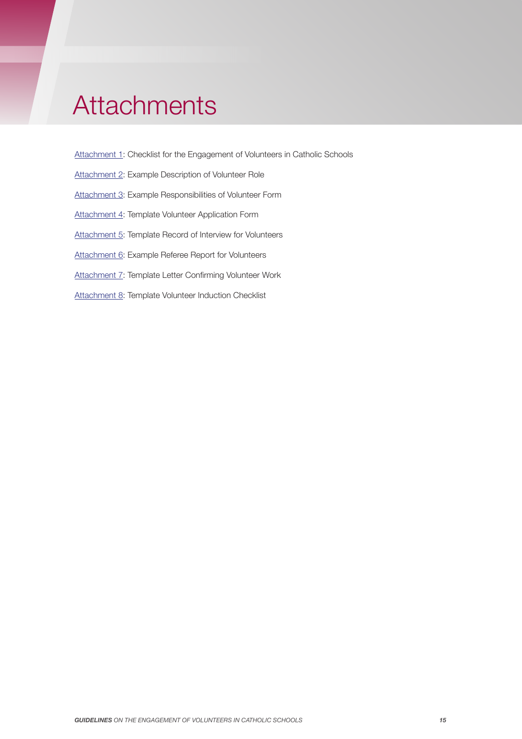# Attachments

Attachment 1: Checklist for the Engagement of Volunteers in Catholic Schools

Attachment 2: Example Description of Volunteer Role

Attachment 3: Example Responsibilities of Volunteer Form

Attachment 4: Template Volunteer Application Form

Attachment 5: Template Record of Interview for Volunteers

Attachment 6: Example Referee Report for Volunteers

Attachment 7: Template Letter Confirming Volunteer Work

Attachment 8: Template Volunteer Induction Checklist